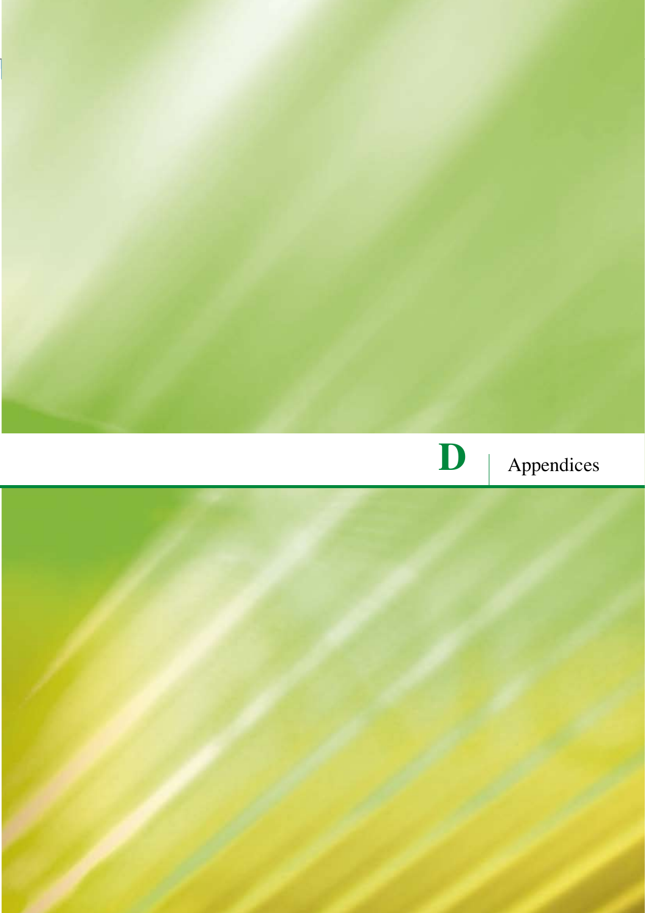# D | Appendices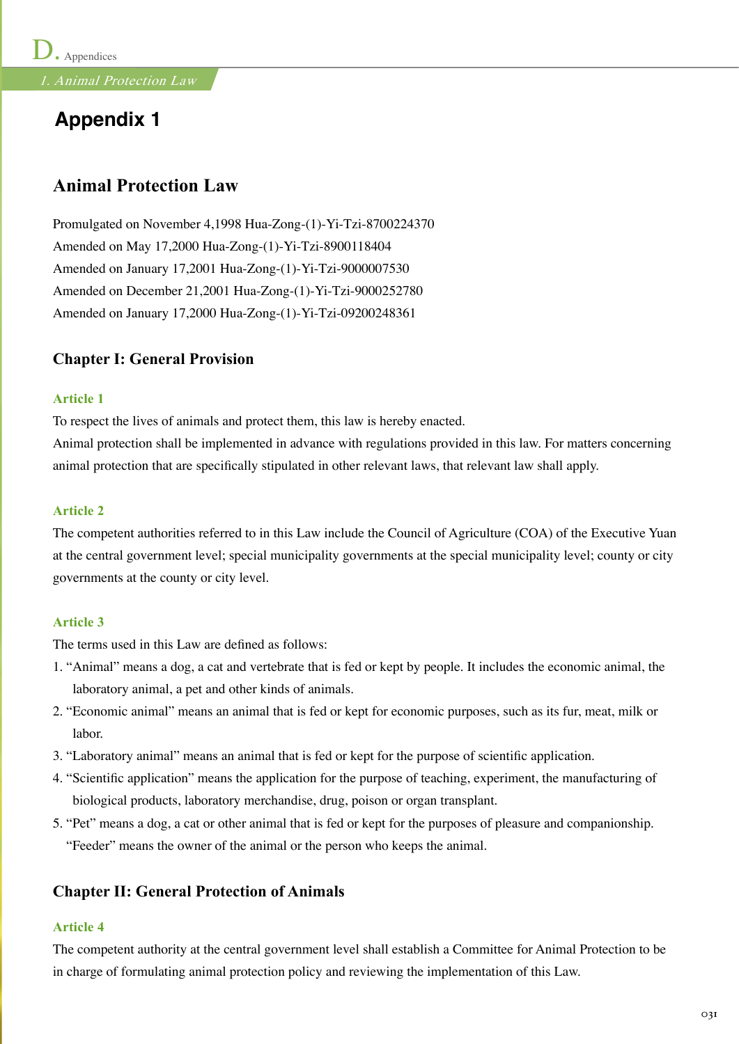# Appendix 1

## Animal Protection Law

Promulgated on November 4,1998 Hua-Zong-(1)-Yi-Tzi-8700224370
Amended on May 17,2000 Hua-Zong-(1)-Yi-Tzi-8900118404
Amended on January 17,2001 Hua-Zong-(1)-Yi-Tzi-9000007530
Amended on December 21,2001 Hua-Zong-(1)-Yi-Tzi-9000252780
Amended on January 17,2000 Hua-Zong-(1)-Yi-Tzi-09200248361

### Chapter I: General Provision

#### Article 1

To respect the lives of animals and protect them, this law is hereby enacted.
Animal protection shall be implemented in advance with regulations provided in this law. For matters concerning animal protection that are specifically stipulated in other relevant laws, that relevant law shall apply.

#### Article 2

The competent authorities referred to in this Law include the Council of Agriculture (COA) of the Executive Yuan at the central government level; special municipality governments at the special municipality level; county or city governments at the county or city level.

#### Article 3

The terms used in this Law are defined as follows:

1. "Animal" means a dog, a cat and vertebrate that is fed or kept by people. It includes the economic animal, the laboratory animal, a pet and other kinds of animals.
2. "Economic animal" means an animal that is fed or kept for economic purposes, such as its fur, meat, milk or labor.
3. "Laboratory animal" means an animal that is fed or kept for the purpose of scientific application.
4. "Scientific application" means the application for the purpose of teaching, experiment, the manufacturing of biological products, laboratory merchandise, drug, poison or organ transplant.
5. "Pet" means a dog, a cat or other animal that is fed or kept for the purposes of pleasure and companionship.
   "Feeder" means the owner of the animal or the person who keeps the animal.

### Chapter II: General Protection of Animals

#### Article 4

The competent authority at the central government level shall establish a Committee for Animal Protection to be in charge of formulating animal protection policy and reviewing the implementation of this Law.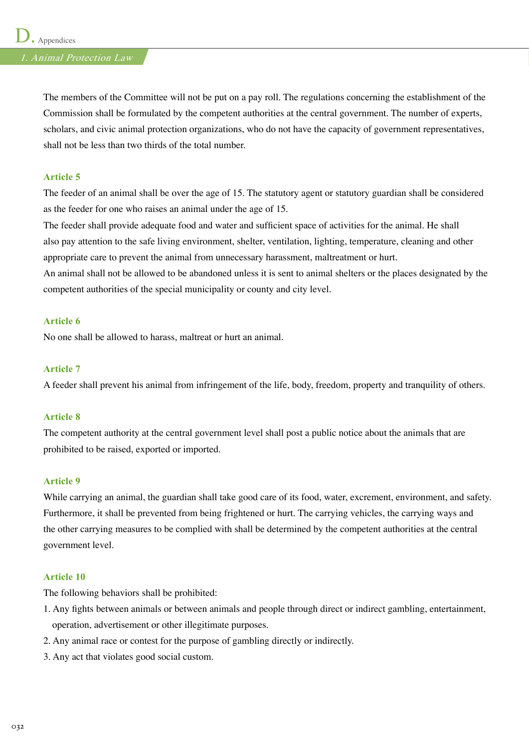The members of the Committee will not be put on a pay roll. The regulations concerning the establishment of the Commission shall be formulated by the competent authorities at the central government. The number of experts, scholars, and civic animal protection organizations, who do not have the capacity of government representatives, shall not be less than two thirds of the total number.

### Article 5

The feeder of an animal shall be over the age of 15. The statutory agent or statutory guardian shall be considered as the feeder for one who raises an animal under the age of 15.

The feeder shall provide adequate food and water and sufficient space of activities for the animal. He shall also pay attention to the safe living environment, shelter, ventilation, lighting, temperature, cleaning and other appropriate care to prevent the animal from unnecessary harassment, maltreatment or hurt.

An animal shall not be allowed to be abandoned unless it is sent to animal shelters or the places designated by the competent authorities of the special municipality or county and city level.

### Article 6

No one shall be allowed to harass, maltreat or hurt an animal.

### Article 7

A feeder shall prevent his animal from infringement of the life, body, freedom, property and tranquility of others.

### Article 8

The competent authority at the central government level shall post a public notice about the animals that are prohibited to be raised, exported or imported.

### Article 9

While carrying an animal, the guardian shall take good care of its food, water, excrement, environment, and safety. Furthermore, it shall be prevented from being frightened or hurt. The carrying vehicles, the carrying ways and the other carrying measures to be complied with shall be determined by the competent authorities at the central government level.

### Article 10

The following behaviors shall be prohibited:

1. Any fights between animals or between animals and people through direct or indirect gambling, entertainment, operation, advertisement or other illegitimate purposes.
2. Any animal race or contest for the purpose of gambling directly or indirectly.
3. Any act that violates good social custom.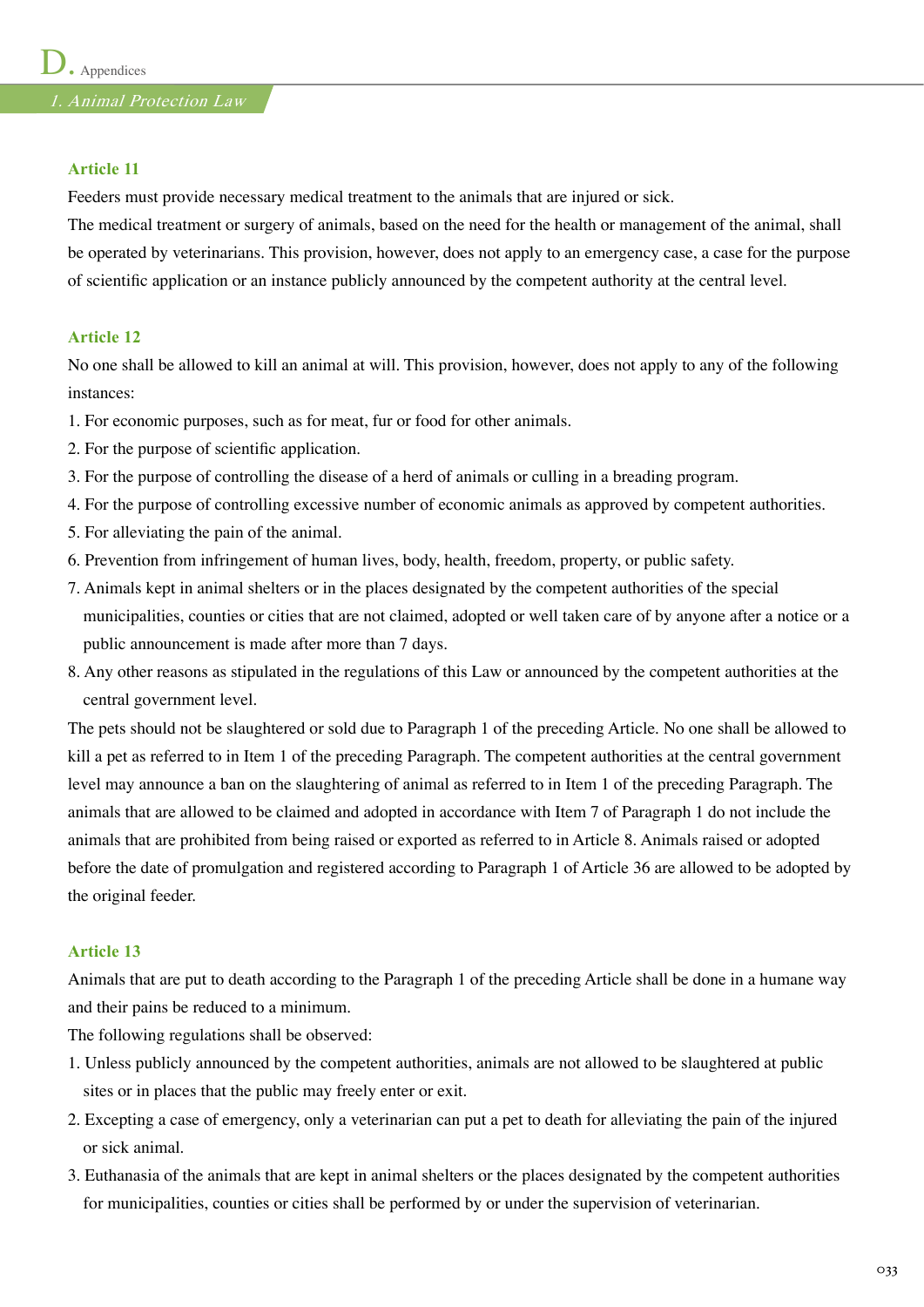### Article 11

Feeders must provide necessary medical treatment to the animals that are injured or sick.

The medical treatment or surgery of animals, based on the need for the health or management of the animal, shall be operated by veterinarians. This provision, however, does not apply to an emergency case, a case for the purpose of scientific application or an instance publicly announced by the competent authority at the central level.

### Article 12

No one shall be allowed to kill an animal at will. This provision, however, does not apply to any of the following instances:

1. For economic purposes, such as for meat, fur or food for other animals.
2. For the purpose of scientific application.
3. For the purpose of controlling the disease of a herd of animals or culling in a breading program.
4. For the purpose of controlling excessive number of economic animals as approved by competent authorities.
5. For alleviating the pain of the animal.
6. Prevention from infringement of human lives, body, health, freedom, property, or public safety.
7. Animals kept in animal shelters or in the places designated by the competent authorities of the special municipalities, counties or cities that are not claimed, adopted or well taken care of by anyone after a notice or a public announcement is made after more than 7 days.
8. Any other reasons as stipulated in the regulations of this Law or announced by the competent authorities at the central government level.

The pets should not be slaughtered or sold due to Paragraph 1 of the preceding Article. No one shall be allowed to kill a pet as referred to in Item 1 of the preceding Paragraph. The competent authorities at the central government level may announce a ban on the slaughtering of animal as referred to in Item 1 of the preceding Paragraph. The animals that are allowed to be claimed and adopted in accordance with Item 7 of Paragraph 1 do not include the animals that are prohibited from being raised or exported as referred to in Article 8. Animals raised or adopted before the date of promulgation and registered according to Paragraph 1 of Article 36 are allowed to be adopted by the original feeder.

### Article 13

Animals that are put to death according to the Paragraph 1 of the preceding Article shall be done in a humane way and their pains be reduced to a minimum.

The following regulations shall be observed:

1. Unless publicly announced by the competent authorities, animals are not allowed to be slaughtered at public sites or in places that the public may freely enter or exit.
2. Excepting a case of emergency, only a veterinarian can put a pet to death for alleviating the pain of the injured or sick animal.
3. Euthanasia of the animals that are kept in animal shelters or the places designated by the competent authorities for municipalities, counties or cities shall be performed by or under the supervision of veterinarian.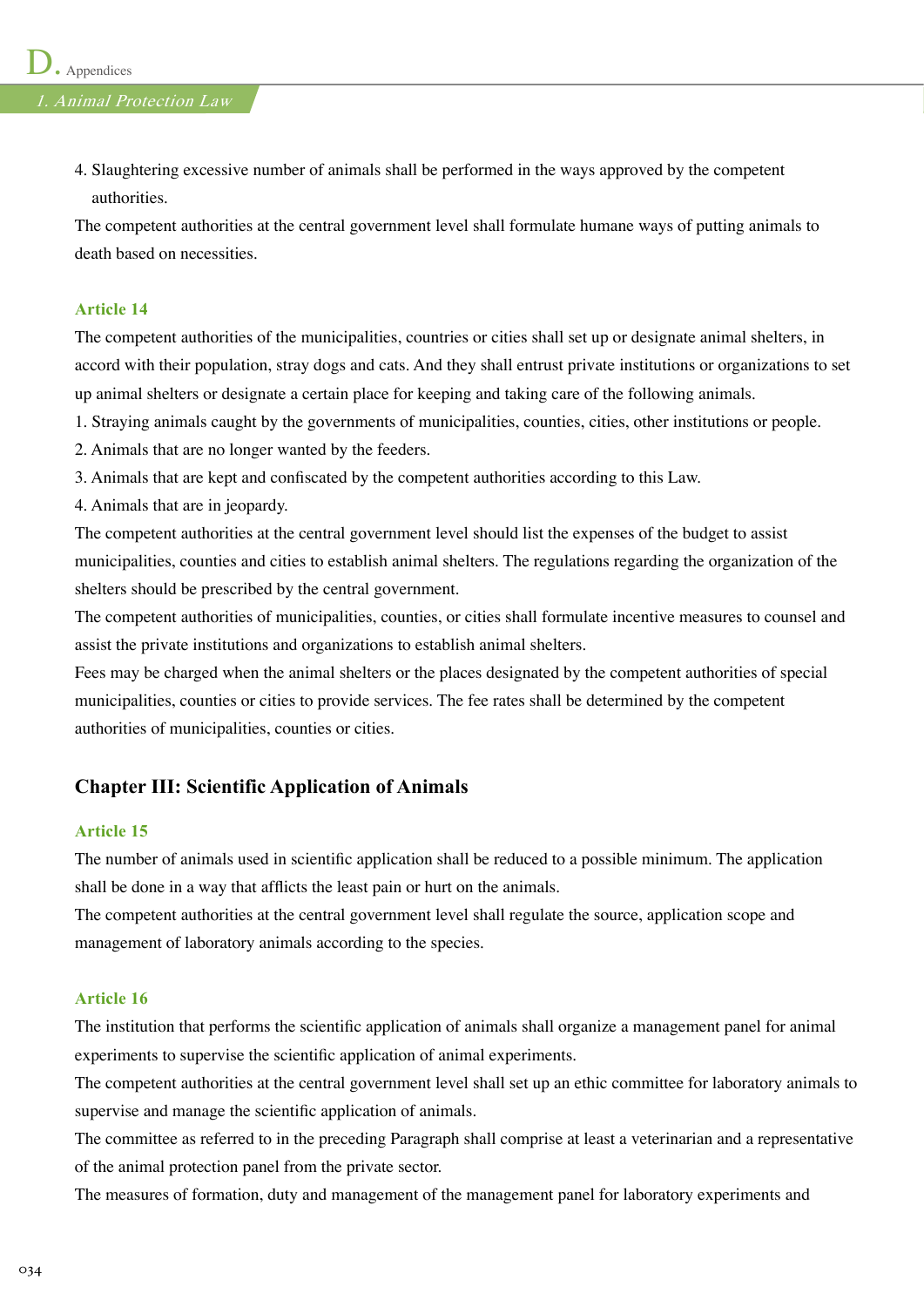4. Slaughtering excessive number of animals shall be performed in the ways approved by the competent authorities.

The competent authorities at the central government level shall formulate humane ways of putting animals to death based on necessities.

### Article 14

The competent authorities of the municipalities, countries or cities shall set up or designate animal shelters, in accord with their population, stray dogs and cats. And they shall entrust private institutions or organizations to set up animal shelters or designate a certain place for keeping and taking care of the following animals.

1. Straying animals caught by the governments of municipalities, counties, cities, other institutions or people.
2. Animals that are no longer wanted by the feeders.
3. Animals that are kept and confiscated by the competent authorities according to this Law.
4. Animals that are in jeopardy.

The competent authorities at the central government level should list the expenses of the budget to assist municipalities, counties and cities to establish animal shelters. The regulations regarding the organization of the shelters should be prescribed by the central government.

The competent authorities of municipalities, counties, or cities shall formulate incentive measures to counsel and assist the private institutions and organizations to establish animal shelters.

Fees may be charged when the animal shelters or the places designated by the competent authorities of special municipalities, counties or cities to provide services. The fee rates shall be determined by the competent authorities of municipalities, counties or cities.

## Chapter III: Scientific Application of Animals

### Article 15

The number of animals used in scientific application shall be reduced to a possible minimum. The application shall be done in a way that afflicts the least pain or hurt on the animals.

The competent authorities at the central government level shall regulate the source, application scope and management of laboratory animals according to the species.

### Article 16

The institution that performs the scientific application of animals shall organize a management panel for animal experiments to supervise the scientific application of animal experiments.

The competent authorities at the central government level shall set up an ethic committee for laboratory animals to supervise and manage the scientific application of animals.

The committee as referred to in the preceding Paragraph shall comprise at least a veterinarian and a representative of the animal protection panel from the private sector.

The measures of formation, duty and management of the management panel for laboratory experiments and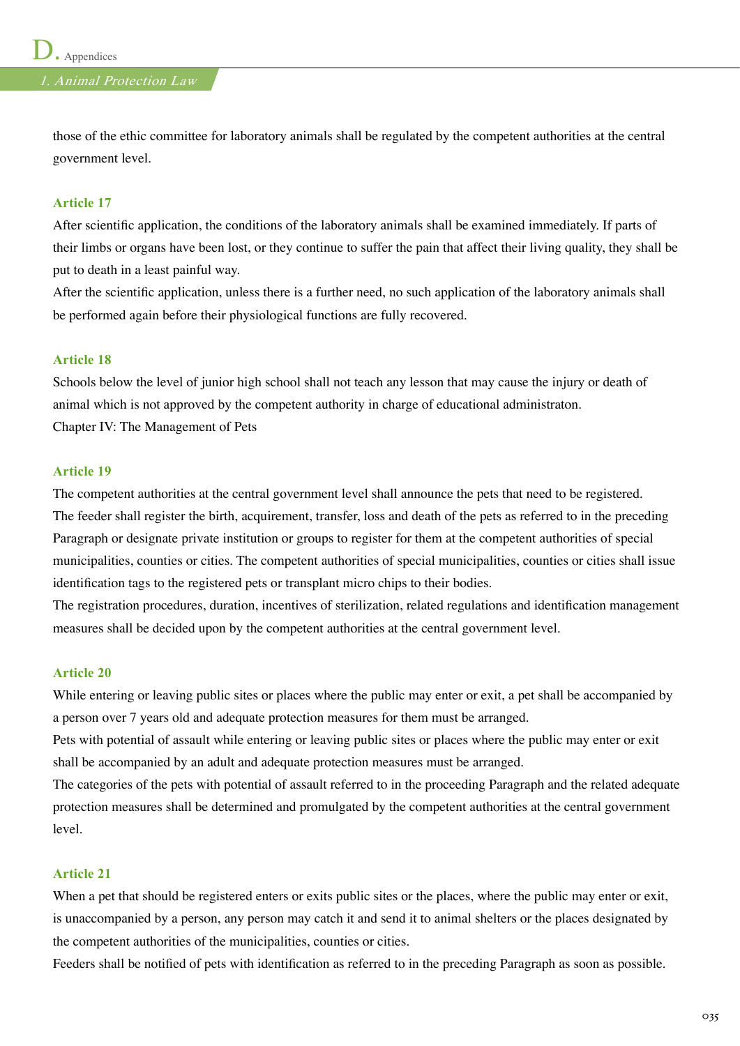those of the ethic committee for laboratory animals shall be regulated by the competent authorities at the central government level.

### Article 17

After scientific application, the conditions of the laboratory animals shall be examined immediately. If parts of their limbs or organs have been lost, or they continue to suffer the pain that affect their living quality, they shall be put to death in a least painful way.

After the scientific application, unless there is a further need, no such application of the laboratory animals shall be performed again before their physiological functions are fully recovered.

### Article 18

Schools below the level of junior high school shall not teach any lesson that may cause the injury or death of animal which is not approved by the competent authority in charge of educational administraton.

Chapter IV: The Management of Pets

### Article 19

The competent authorities at the central government level shall announce the pets that need to be registered.

The feeder shall register the birth, acquirement, transfer, loss and death of the pets as referred to in the preceding Paragraph or designate private institution or groups to register for them at the competent authorities of special municipalities, counties or cities. The competent authorities of special municipalities, counties or cities shall issue identification tags to the registered pets or transplant micro chips to their bodies.

The registration procedures, duration, incentives of sterilization, related regulations and identification management measures shall be decided upon by the competent authorities at the central government level.

### Article 20

While entering or leaving public sites or places where the public may enter or exit, a pet shall be accompanied by a person over 7 years old and adequate protection measures for them must be arranged.

Pets with potential of assault while entering or leaving public sites or places where the public may enter or exit shall be accompanied by an adult and adequate protection measures must be arranged.

The categories of the pets with potential of assault referred to in the proceeding Paragraph and the related adequate protection measures shall be determined and promulgated by the competent authorities at the central government level.

### Article 21

When a pet that should be registered enters or exits public sites or the places, where the public may enter or exit, is unaccompanied by a person, any person may catch it and send it to animal shelters or the places designated by the competent authorities of the municipalities, counties or cities.

Feeders shall be notified of pets with identification as referred to in the preceding Paragraph as soon as possible.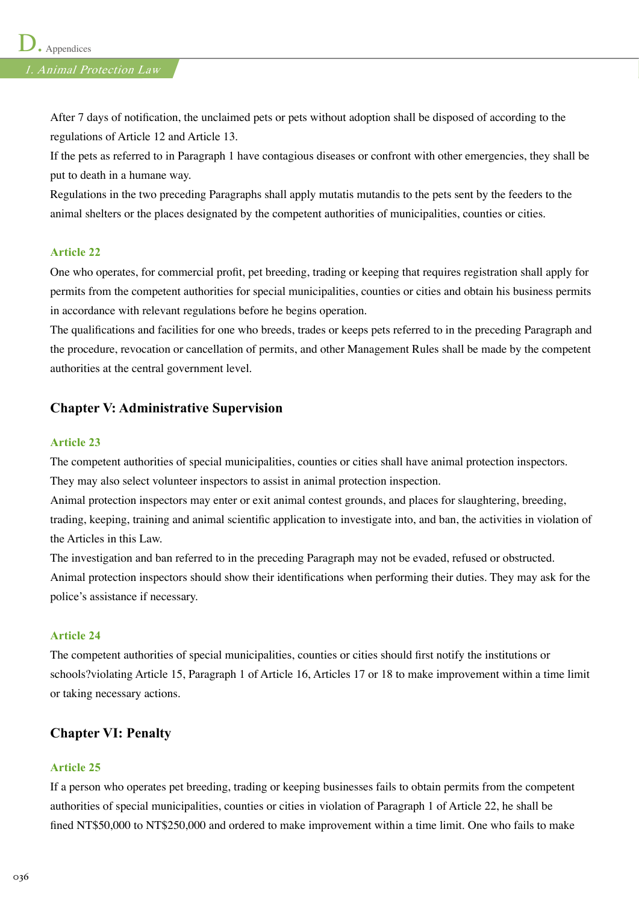After 7 days of notification, the unclaimed pets or pets without adoption shall be disposed of according to the regulations of Article 12 and Article 13.

If the pets as referred to in Paragraph 1 have contagious diseases or confront with other emergencies, they shall be put to death in a humane way.

Regulations in the two preceding Paragraphs shall apply mutatis mutandis to the pets sent by the feeders to the animal shelters or the places designated by the competent authorities of municipalities, counties or cities.

### Article 22

One who operates, for commercial profit, pet breeding, trading or keeping that requires registration shall apply for permits from the competent authorities for special municipalities, counties or cities and obtain his business permits in accordance with relevant regulations before he begins operation.

The qualifications and facilities for one who breeds, trades or keeps pets referred to in the preceding Paragraph and the procedure, revocation or cancellation of permits, and other Management Rules shall be made by the competent authorities at the central government level.

## Chapter V: Administrative Supervision

### Article 23

The competent authorities of special municipalities, counties or cities shall have animal protection inspectors. They may also select volunteer inspectors to assist in animal protection inspection.

Animal protection inspectors may enter or exit animal contest grounds, and places for slaughtering, breeding, trading, keeping, training and animal scientific application to investigate into, and ban, the activities in violation of the Articles in this Law.

The investigation and ban referred to in the preceding Paragraph may not be evaded, refused or obstructed.

Animal protection inspectors should show their identifications when performing their duties. They may ask for the police's assistance if necessary.

### Article 24

The competent authorities of special municipalities, counties or cities should first notify the institutions or schools?violating Article 15, Paragraph 1 of Article 16, Articles 17 or 18 to make improvement within a time limit or taking necessary actions.

## Chapter VI: Penalty

### Article 25

If a person who operates pet breeding, trading or keeping businesses fails to obtain permits from the competent authorities of special municipalities, counties or cities in violation of Paragraph 1 of Article 22, he shall be fined NT$50,000 to NT$250,000 and ordered to make improvement within a time limit. One who fails to make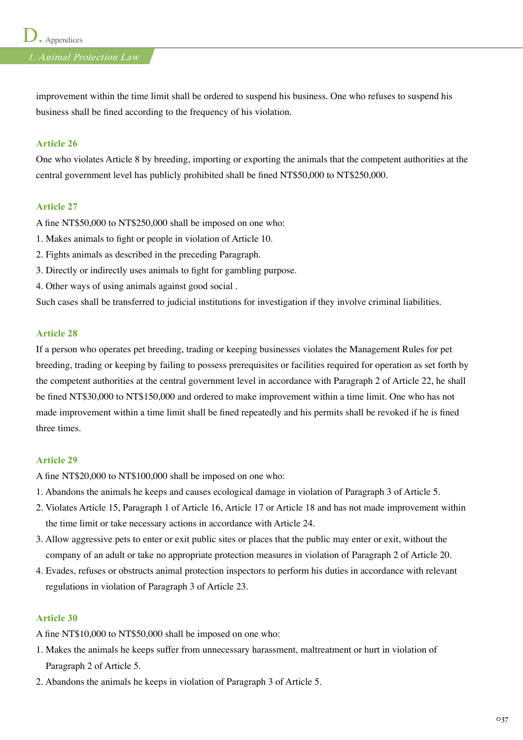improvement within the time limit shall be ordered to suspend his business. One who refuses to suspend his business shall be fined according to the frequency of his violation.

### Article 26

One who violates Article 8 by breeding, importing or exporting the animals that the competent authorities at the central government level has publicly prohibited shall be fined NT$50,000 to NT$250,000.

### Article 27

A fine NT$50,000 to NT$250,000 shall be imposed on one who:

1. Makes animals to fight or people in violation of Article 10.
2. Fights animals as described in the preceding Paragraph.
3. Directly or indirectly uses animals to fight for gambling purpose.
4. Other ways of using animals against good social .

Such cases shall be transferred to judicial institutions for investigation if they involve criminal liabilities.

### Article 28

If a person who operates pet breeding, trading or keeping businesses violates the Management Rules for pet breeding, trading or keeping by failing to possess prerequisites or facilities required for operation as set forth by the competent authorities at the central government level in accordance with Paragraph 2 of Article 22, he shall be fined NT$30,000 to NT$150,000 and ordered to make improvement within a time limit. One who has not made improvement within a time limit shall be fined repeatedly and his permits shall be revoked if he is fined three times.

### Article 29

A fine NT$20,000 to NT$100,000 shall be imposed on one who:

1. Abandons the animals he keeps and causes ecological damage in violation of Paragraph 3 of Article 5.
2. Violates Article 15, Paragraph 1 of Article 16, Article 17 or Article 18 and has not made improvement within the time limit or take necessary actions in accordance with Article 24.
3. Allow aggressive pets to enter or exit public sites or places that the public may enter or exit, without the company of an adult or take no appropriate protection measures in violation of Paragraph 2 of Article 20.
4. Evades, refuses or obstructs animal protection inspectors to perform his duties in accordance with relevant regulations in violation of Paragraph 3 of Article 23.

### Article 30

A fine NT$10,000 to NT$50,000 shall be imposed on one who:

1. Makes the animals he keeps suffer from unnecessary harassment, maltreatment or hurt in violation of Paragraph 2 of Article 5.
2. Abandons the animals he keeps in violation of Paragraph 3 of Article 5.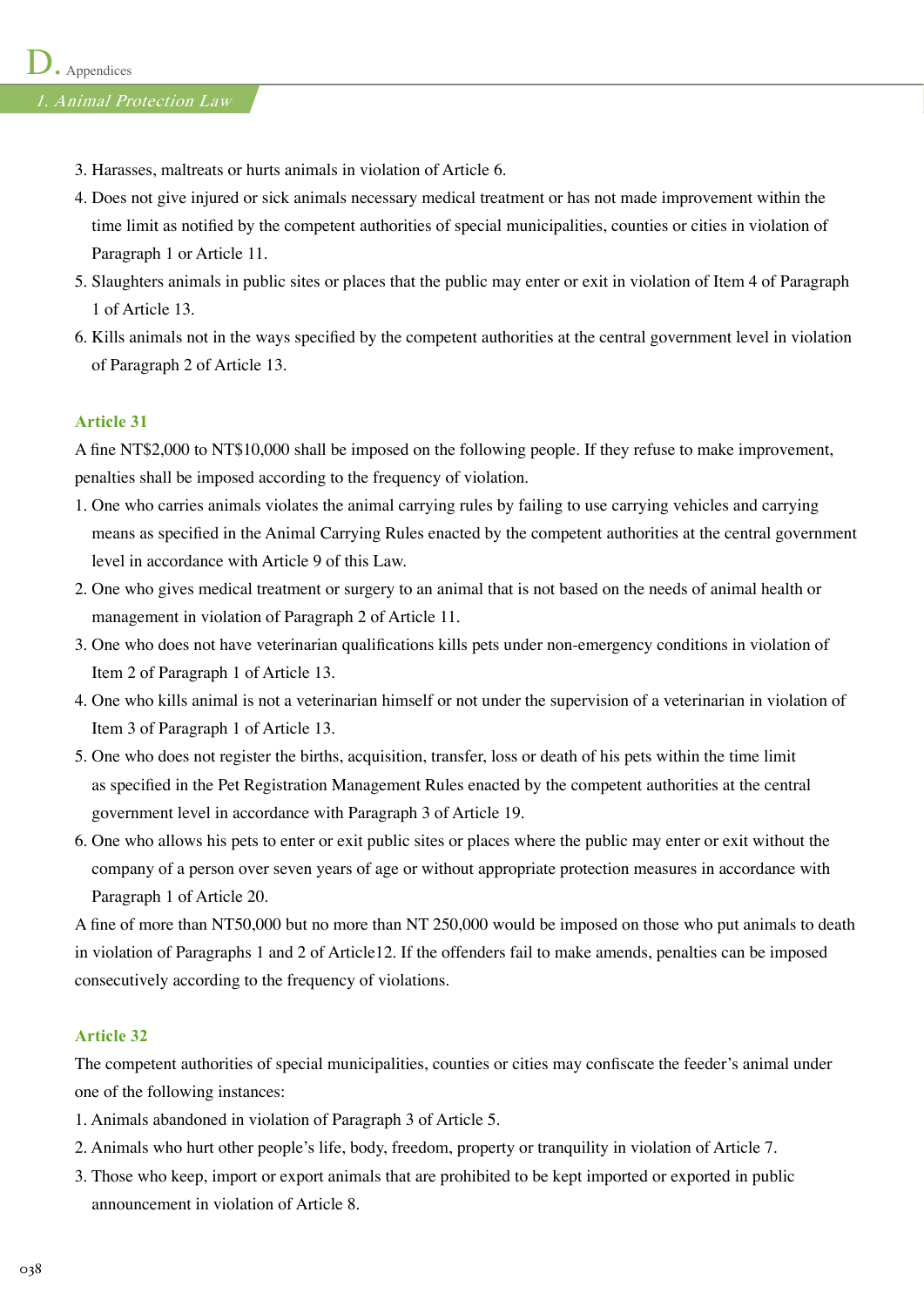3. Harasses, maltreats or hurts animals in violation of Article 6.
4. Does not give injured or sick animals necessary medical treatment or has not made improvement within the time limit as notified by the competent authorities of special municipalities, counties or cities in violation of Paragraph 1 or Article 11.
5. Slaughters animals in public sites or places that the public may enter or exit in violation of Item 4 of Paragraph 1 of Article 13.
6. Kills animals not in the ways specified by the competent authorities at the central government level in violation of Paragraph 2 of Article 13.

### Article 31

A fine NT$2,000 to NT$10,000 shall be imposed on the following people. If they refuse to make improvement, penalties shall be imposed according to the frequency of violation.

1. One who carries animals violates the animal carrying rules by failing to use carrying vehicles and carrying means as specified in the Animal Carrying Rules enacted by the competent authorities at the central government level in accordance with Article 9 of this Law.
2. One who gives medical treatment or surgery to an animal that is not based on the needs of animal health or management in violation of Paragraph 2 of Article 11.
3. One who does not have veterinarian qualifications kills pets under non-emergency conditions in violation of Item 2 of Paragraph 1 of Article 13.
4. One who kills animal is not a veterinarian himself or not under the supervision of a veterinarian in violation of Item 3 of Paragraph 1 of Article 13.
5. One who does not register the births, acquisition, transfer, loss or death of his pets within the time limit as specified in the Pet Registration Management Rules enacted by the competent authorities at the central government level in accordance with Paragraph 3 of Article 19.
6. One who allows his pets to enter or exit public sites or places where the public may enter or exit without the company of a person over seven years of age or without appropriate protection measures in accordance with Paragraph 1 of Article 20.

A fine of more than NT50,000 but no more than NT 250,000 would be imposed on those who put animals to death in violation of Paragraphs 1 and 2 of Article12. If the offenders fail to make amends, penalties can be imposed consecutively according to the frequency of violations.

### Article 32

The competent authorities of special municipalities, counties or cities may confiscate the feeder's animal under one of the following instances:

1. Animals abandoned in violation of Paragraph 3 of Article 5.
2. Animals who hurt other people's life, body, freedom, property or tranquility in violation of Article 7.
3. Those who keep, import or export animals that are prohibited to be kept imported or exported in public announcement in violation of Article 8.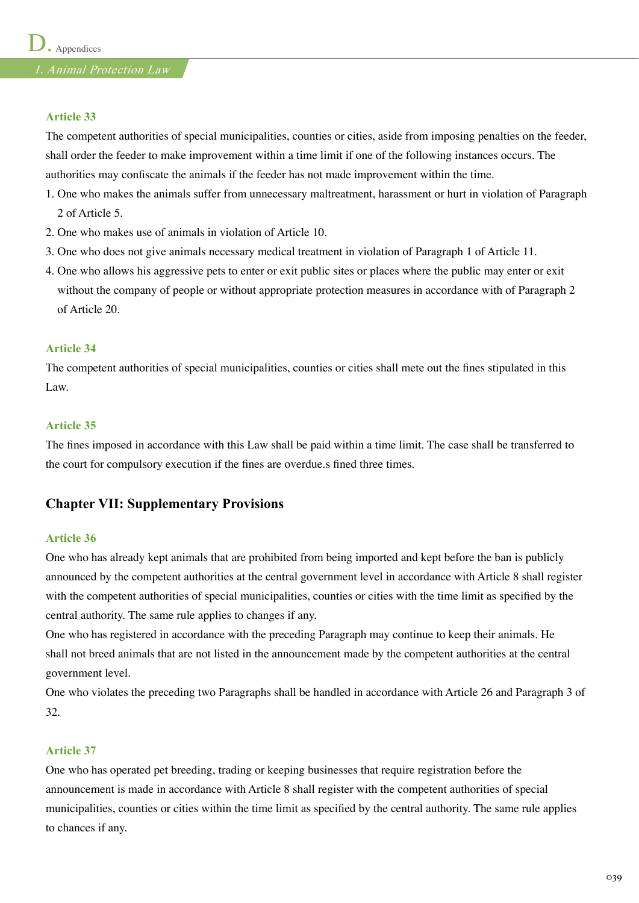### Article 33

The competent authorities of special municipalities, counties or cities, aside from imposing penalties on the feeder, shall order the feeder to make improvement within a time limit if one of the following instances occurs. The authorities may confiscate the animals if the feeder has not made improvement within the time.

1. One who makes the animals suffer from unnecessary maltreatment, harassment or hurt in violation of Paragraph 2 of Article 5.
2. One who makes use of animals in violation of Article 10.
3. One who does not give animals necessary medical treatment in violation of Paragraph 1 of Article 11.
4. One who allows his aggressive pets to enter or exit public sites or places where the public may enter or exit without the company of people or without appropriate protection measures in accordance with of Paragraph 2 of Article 20.

### Article 34

The competent authorities of special municipalities, counties or cities shall mete out the fines stipulated in this Law.

### Article 35

The fines imposed in accordance with this Law shall be paid within a time limit. The case shall be transferred to the court for compulsory execution if the fines are overdue.s fined three times.

## Chapter VII: Supplementary Provisions

### Article 36

One who has already kept animals that are prohibited from being imported and kept before the ban is publicly announced by the competent authorities at the central government level in accordance with Article 8 shall register with the competent authorities of special municipalities, counties or cities with the time limit as specified by the central authority. The same rule applies to changes if any.

One who has registered in accordance with the preceding Paragraph may continue to keep their animals. He shall not breed animals that are not listed in the announcement made by the competent authorities at the central government level.

One who violates the preceding two Paragraphs shall be handled in accordance with Article 26 and Paragraph 3 of 32.

### Article 37

One who has operated pet breeding, trading or keeping businesses that require registration before the announcement is made in accordance with Article 8 shall register with the competent authorities of special municipalities, counties or cities within the time limit as specified by the central authority. The same rule applies to chances if any.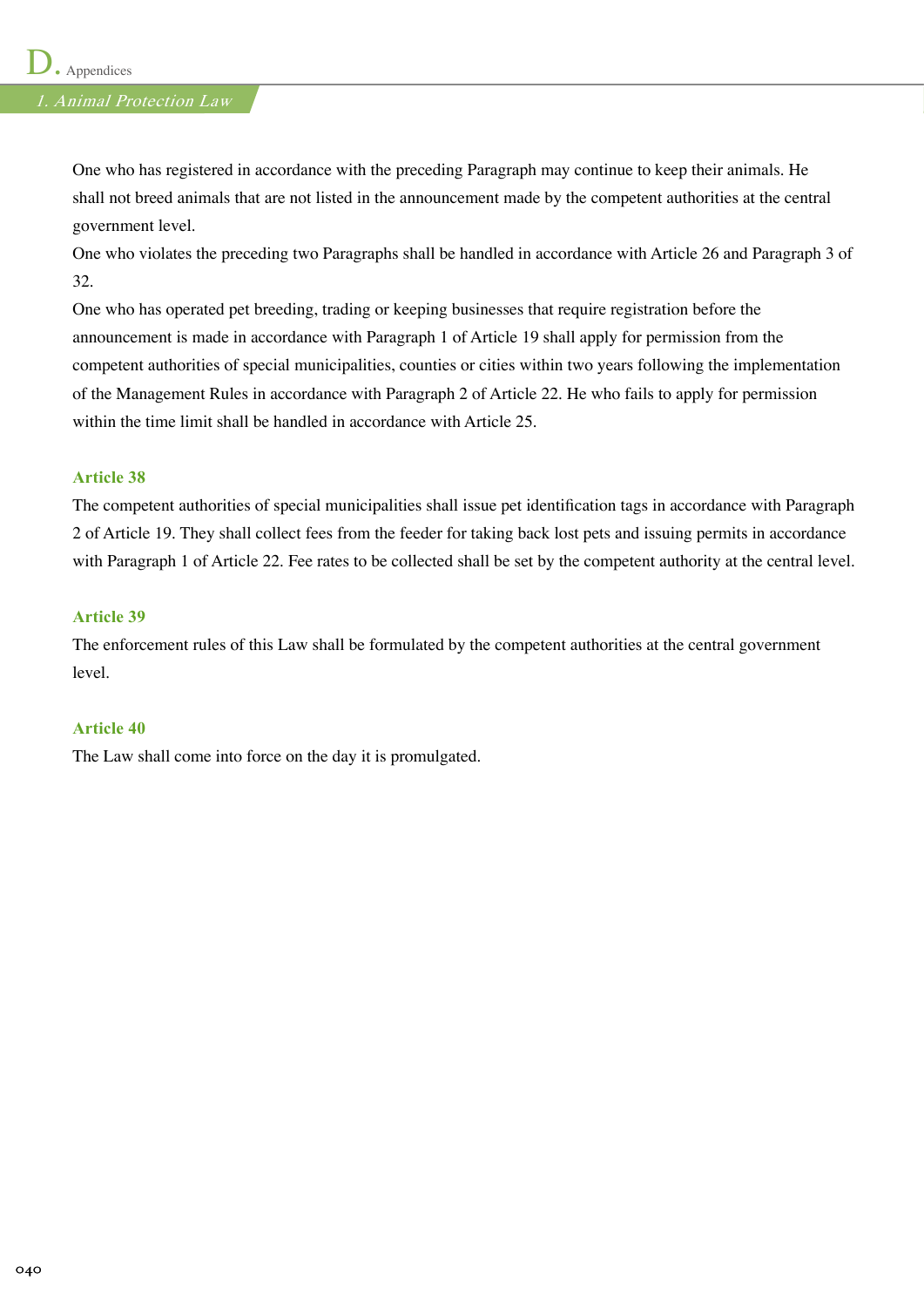One who has registered in accordance with the preceding Paragraph may continue to keep their animals. He shall not breed animals that are not listed in the announcement made by the competent authorities at the central government level.

One who violates the preceding two Paragraphs shall be handled in accordance with Article 26 and Paragraph 3 of 32.

One who has operated pet breeding, trading or keeping businesses that require registration before the announcement is made in accordance with Paragraph 1 of Article 19 shall apply for permission from the competent authorities of special municipalities, counties or cities within two years following the implementation of the Management Rules in accordance with Paragraph 2 of Article 22. He who fails to apply for permission within the time limit shall be handled in accordance with Article 25.

### Article 38

The competent authorities of special municipalities shall issue pet identification tags in accordance with Paragraph 2 of Article 19. They shall collect fees from the feeder for taking back lost pets and issuing permits in accordance with Paragraph 1 of Article 22. Fee rates to be collected shall be set by the competent authority at the central level.

### Article 39

The enforcement rules of this Law shall be formulated by the competent authorities at the central government level.

### Article 40

The Law shall come into force on the day it is promulgated.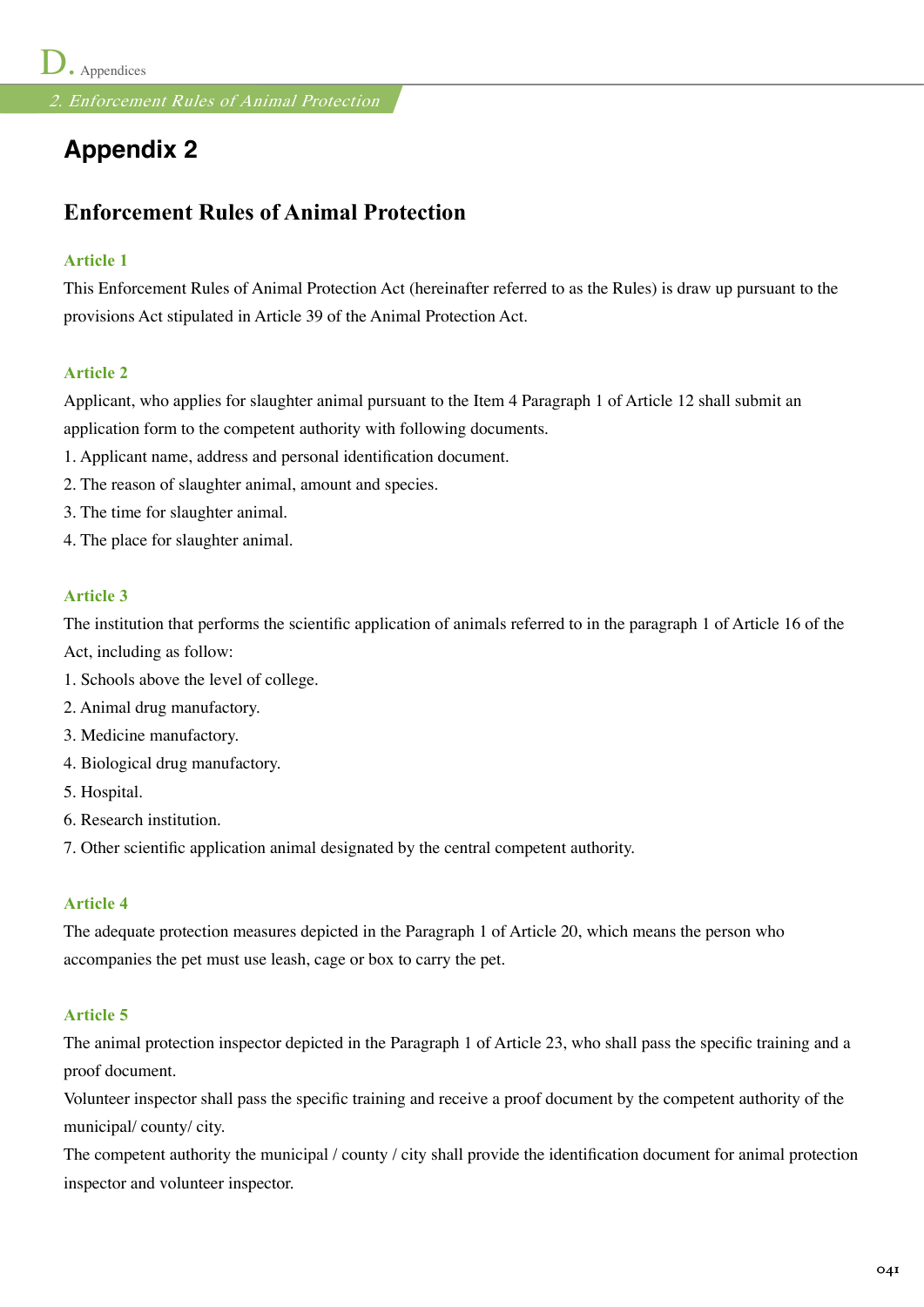# Appendix 2

## Enforcement Rules of Animal Protection

### Article 1

This Enforcement Rules of Animal Protection Act (hereinafter referred to as the Rules) is draw up pursuant to the provisions Act stipulated in Article 39 of the Animal Protection Act.

### Article 2

Applicant, who applies for slaughter animal pursuant to the Item 4 Paragraph 1 of Article 12 shall submit an application form to the competent authority with following documents.

1. Applicant name, address and personal identification document.
2. The reason of slaughter animal, amount and species.
3. The time for slaughter animal.
4. The place for slaughter animal.

### Article 3

The institution that performs the scientific application of animals referred to in the paragraph 1 of Article 16 of the Act, including as follow:

1. Schools above the level of college.
2. Animal drug manufactory.
3. Medicine manufactory.
4. Biological drug manufactory.
5. Hospital.
6. Research institution.
7. Other scientific application animal designated by the central competent authority.

### Article 4

The adequate protection measures depicted in the Paragraph 1 of Article 20, which means the person who accompanies the pet must use leash, cage or box to carry the pet.

### Article 5

The animal protection inspector depicted in the Paragraph 1 of Article 23, who shall pass the specific training and a proof document.

Volunteer inspector shall pass the specific training and receive a proof document by the competent authority of the municipal/ county/ city.

The competent authority the municipal / county / city shall provide the identification document for animal protection inspector and volunteer inspector.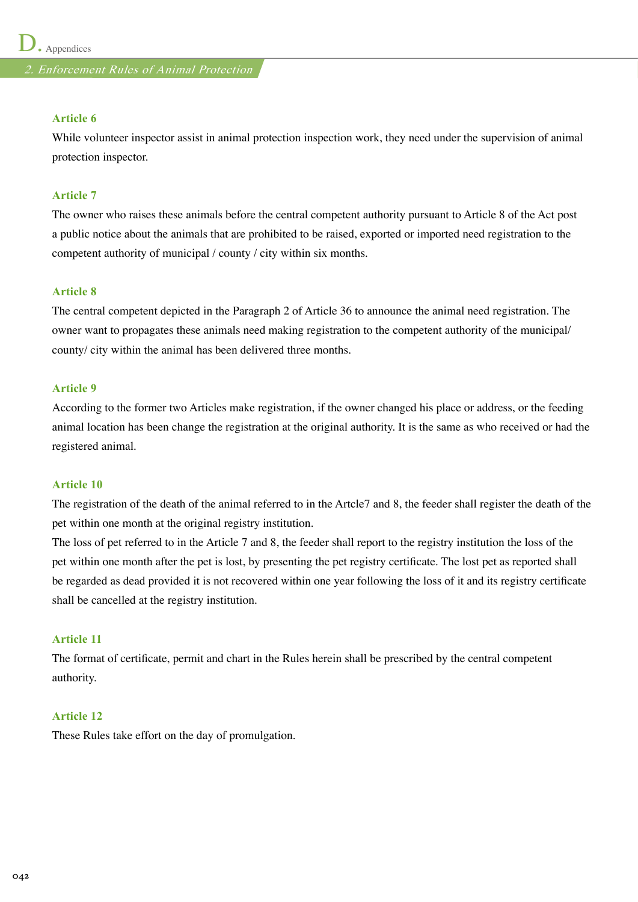## Article 6

While volunteer inspector assist in animal protection inspection work, they need under the supervision of animal protection inspector.

## Article 7

The owner who raises these animals before the central competent authority pursuant to Article 8 of the Act post a public notice about the animals that are prohibited to be raised, exported or imported need registration to the competent authority of municipal / county / city within six months.

## Article 8

The central competent depicted in the Paragraph 2 of Article 36 to announce the animal need registration. The owner want to propagates these animals need making registration to the competent authority of the municipal/ county/ city within the animal has been delivered three months.

## Article 9

According to the former two Articles make registration, if the owner changed his place or address, or the feeding animal location has been change the registration at the original authority. It is the same as who received or had the registered animal.

## Article 10

The registration of the death of the animal referred to in the Artcle7 and 8, the feeder shall register the death of the pet within one month at the original registry institution.

The loss of pet referred to in the Article 7 and 8, the feeder shall report to the registry institution the loss of the pet within one month after the pet is lost, by presenting the pet registry certificate. The lost pet as reported shall be regarded as dead provided it is not recovered within one year following the loss of it and its registry certificate shall be cancelled at the registry institution.

## Article 11

The format of certificate, permit and chart in the Rules herein shall be prescribed by the central competent authority.

## Article 12

These Rules take effort on the day of promulgation.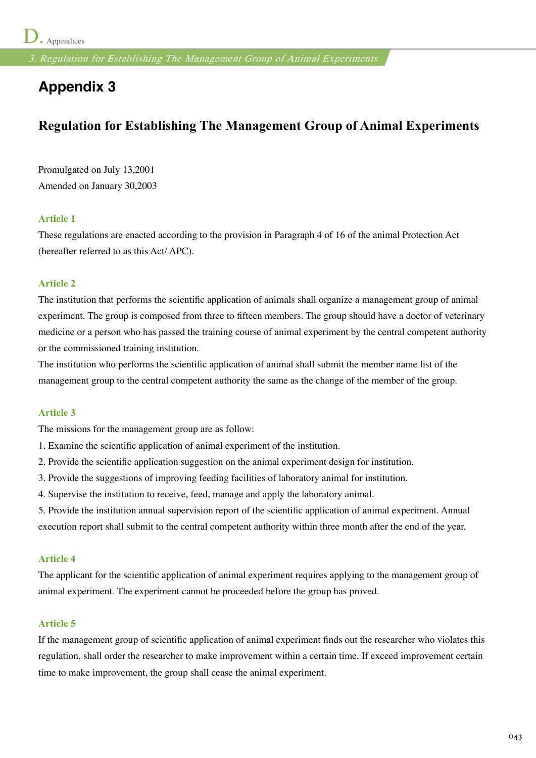# Appendix 3

## Regulation for Establishing The Management Group of Animal Experiments

Promulgated on July 13,2001
Amended on January 30,2003

### Article 1

These regulations are enacted according to the provision in Paragraph 4 of 16 of the animal Protection Act (hereafter referred to as this Act/ APC).

### Article 2

The institution that performs the scientific application of animals shall organize a management group of animal experiment. The group is composed from three to fifteen members. The group should have a doctor of veterinary medicine or a person who has passed the training course of animal experiment by the central competent authority or the commissioned training institution.

The institution who performs the scientific application of animal shall submit the member name list of the management group to the central competent authority the same as the change of the member of the group.

### Article 3

The missions for the management group are as follow:

1. Examine the scientific application of animal experiment of the institution.
2. Provide the scientific application suggestion on the animal experiment design for institution.
3. Provide the suggestions of improving feeding facilities of laboratory animal for institution.
4. Supervise the institution to receive, feed, manage and apply the laboratory animal.
5. Provide the institution annual supervision report of the scientific application of animal experiment. Annual execution report shall submit to the central competent authority within three month after the end of the year.

### Article 4

The applicant for the scientific application of animal experiment requires applying to the management group of animal experiment. The experiment cannot be proceeded before the group has proved.

### Article 5

If the management group of scientific application of animal experiment finds out the researcher who violates this regulation, shall order the researcher to make improvement within a certain time. If exceed improvement certain time to make improvement, the group shall cease the animal experiment.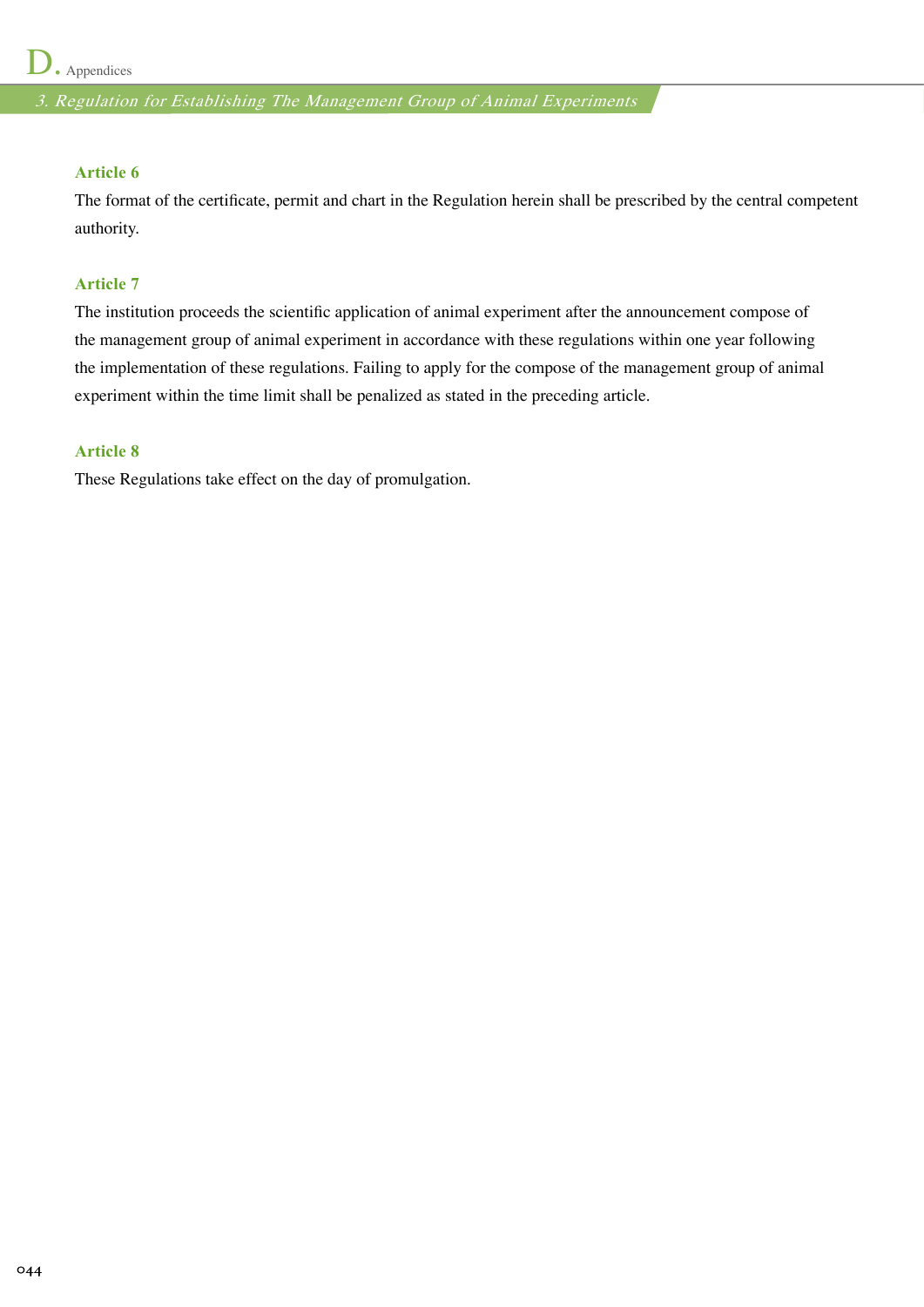### Article 6

The format of the certificate, permit and chart in the Regulation herein shall be prescribed by the central competent authority.

### Article 7

The institution proceeds the scientific application of animal experiment after the announcement compose of the management group of animal experiment in accordance with these regulations within one year following the implementation of these regulations. Failing to apply for the compose of the management group of animal experiment within the time limit shall be penalized as stated in the preceding article.

### Article 8

These Regulations take effect on the day of promulgation.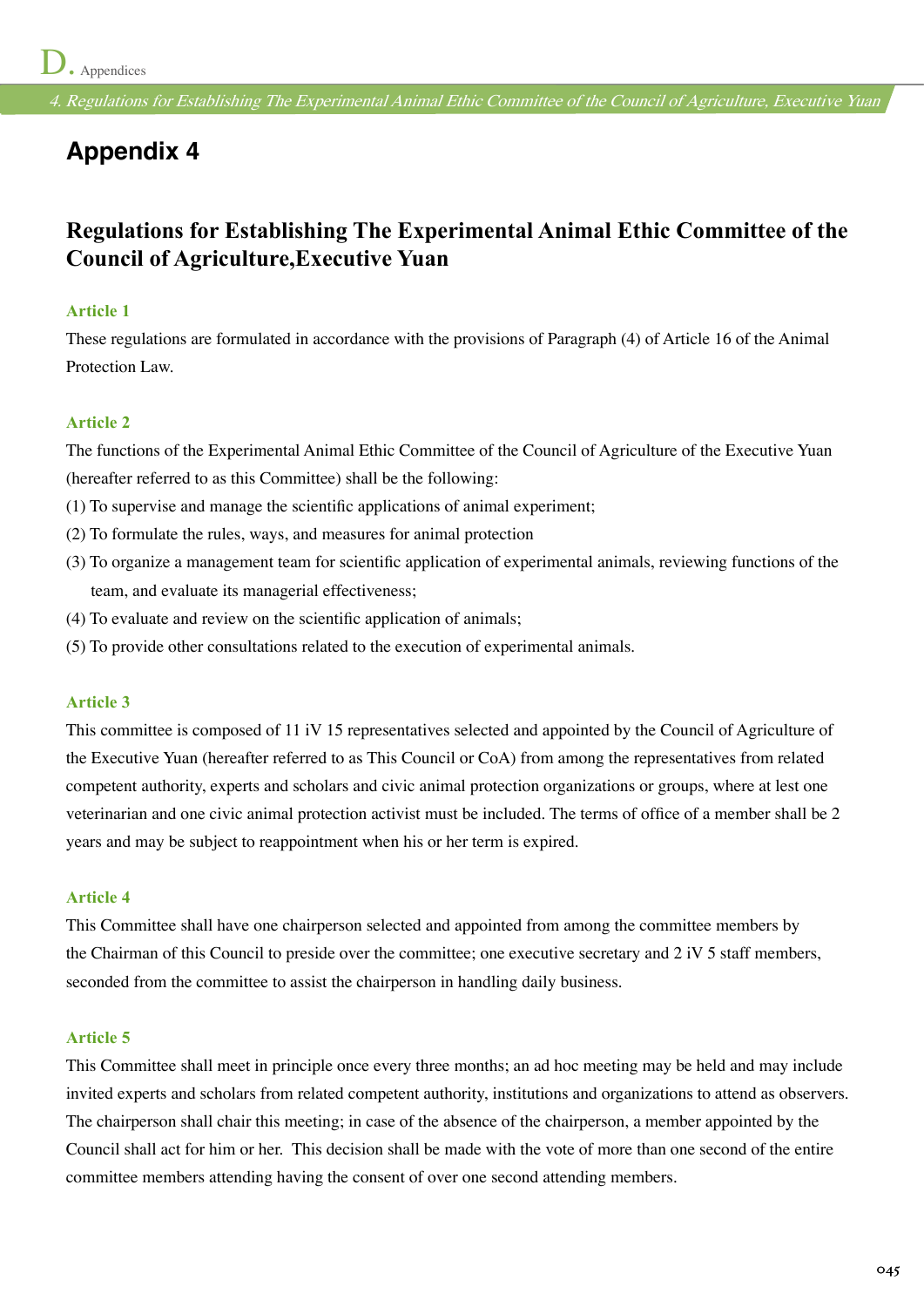# Appendix 4

## Regulations for Establishing The Experimental Animal Ethic Committee of the Council of Agriculture,Executive Yuan

### Article 1

These regulations are formulated in accordance with the provisions of Paragraph (4) of Article 16 of the Animal Protection Law.

### Article 2

The functions of the Experimental Animal Ethic Committee of the Council of Agriculture of the Executive Yuan (hereafter referred to as this Committee) shall be the following:

(1) To supervise and manage the scientific applications of animal experiment;

(2) To formulate the rules, ways, and measures for animal protection

(3) To organize a management team for scientific application of experimental animals, reviewing functions of the team, and evaluate its managerial effectiveness;

(4) To evaluate and review on the scientific application of animals;

(5) To provide other consultations related to the execution of experimental animals.

### Article 3

This committee is composed of 11 iV 15 representatives selected and appointed by the Council of Agriculture of the Executive Yuan (hereafter referred to as This Council or CoA) from among the representatives from related competent authority, experts and scholars and civic animal protection organizations or groups, where at lest one veterinarian and one civic animal protection activist must be included. The terms of office of a member shall be 2 years and may be subject to reappointment when his or her term is expired.

### Article 4

This Committee shall have one chairperson selected and appointed from among the committee members by the Chairman of this Council to preside over the committee; one executive secretary and 2 iV 5 staff members, seconded from the committee to assist the chairperson in handling daily business.

### Article 5

This Committee shall meet in principle once every three months; an ad hoc meeting may be held and may include invited experts and scholars from related competent authority, institutions and organizations to attend as observers. The chairperson shall chair this meeting; in case of the absence of the chairperson, a member appointed by the Council shall act for him or her. This decision shall be made with the vote of more than one second of the entire committee members attending having the consent of over one second attending members.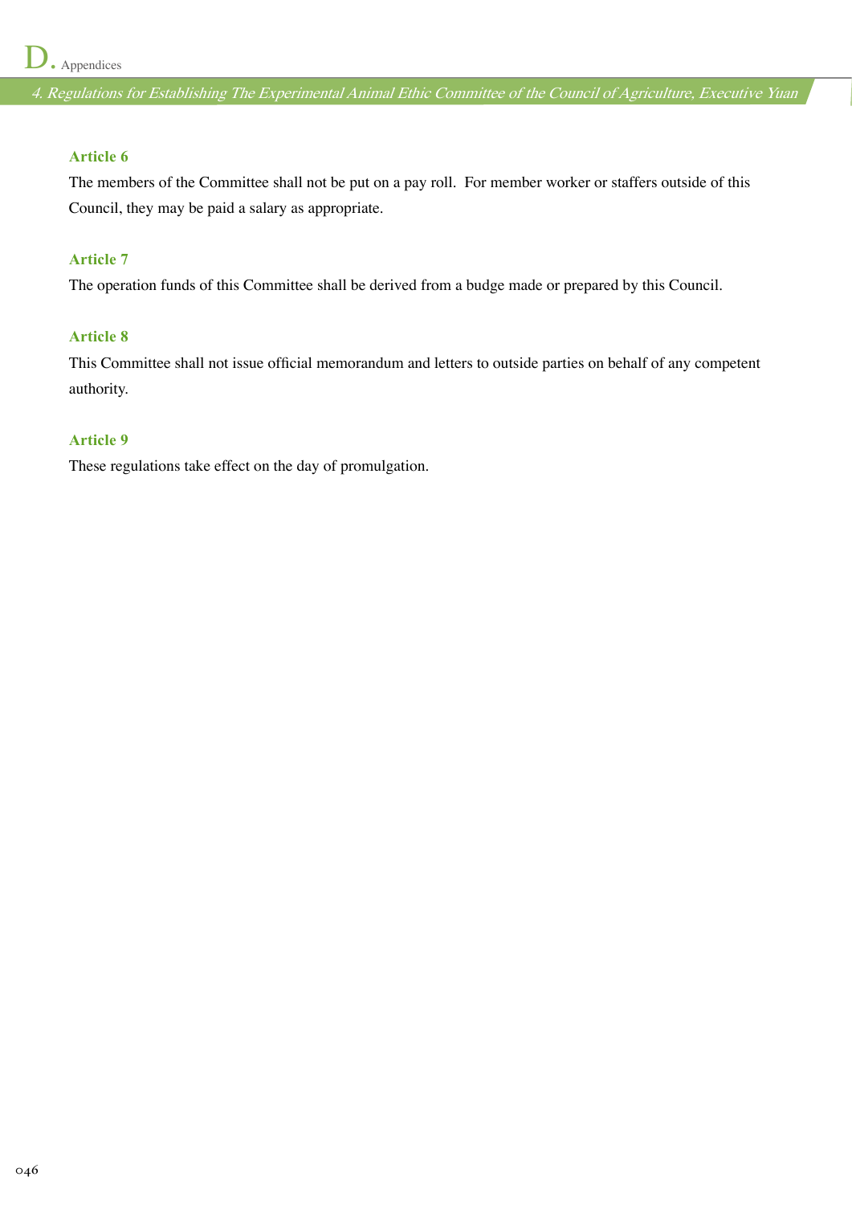### Article 6

The members of the Committee shall not be put on a pay roll. For member worker or staffers outside of this Council, they may be paid a salary as appropriate.

### Article 7

The operation funds of this Committee shall be derived from a budge made or prepared by this Council.

### Article 8

This Committee shall not issue official memorandum and letters to outside parties on behalf of any competent authority.

### Article 9

These regulations take effect on the day of promulgation.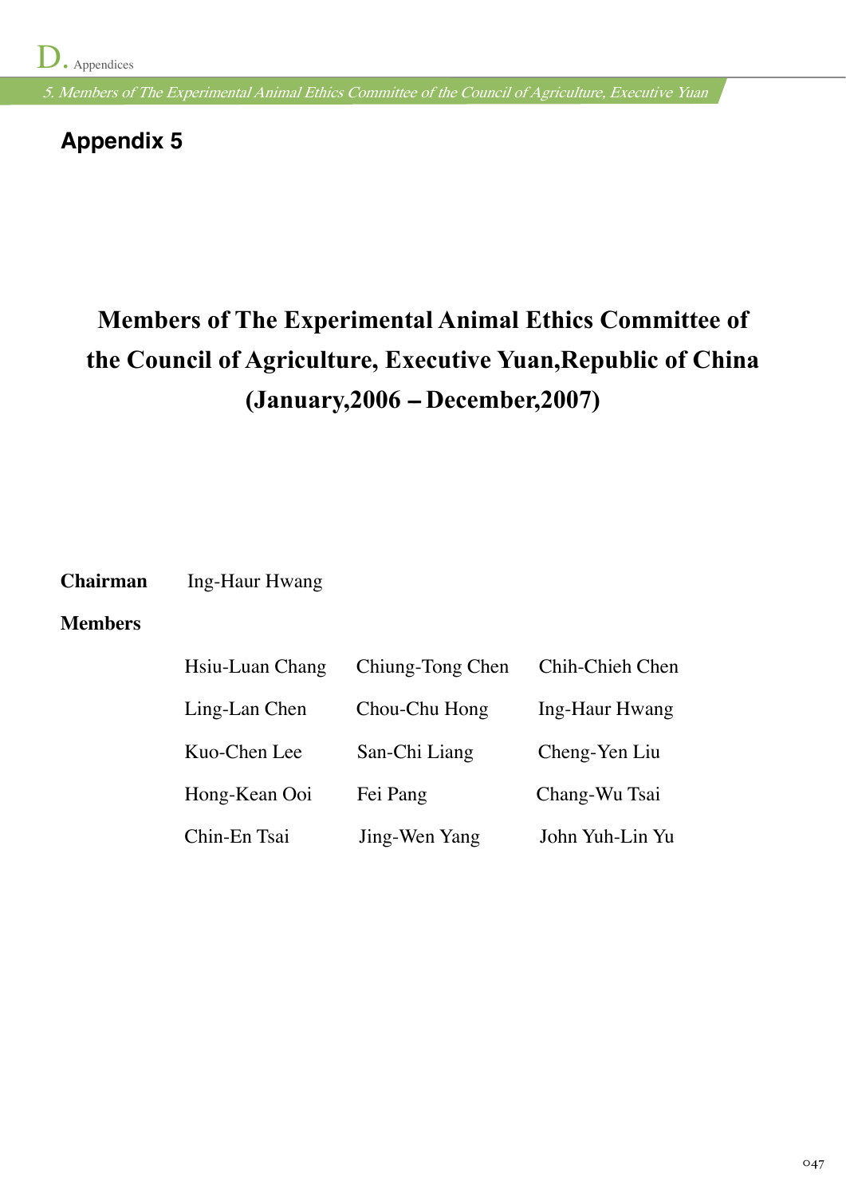## Appendix 5

# Members of The Experimental Animal Ethics Committee of the Council of Agriculture, Executive Yuan,Republic of China (January,2006 – December,2007)

**Chairman** Ing-Haur Hwang

**Members**

| | | |
|---|---|---|
| Hsiu-Luan Chang | Chiung-Tong Chen | Chih-Chieh Chen |
| Ling-Lan Chen | Chou-Chu Hong | Ing-Haur Hwang |
| Kuo-Chen Lee | San-Chi Liang | Cheng-Yen Liu |
| Hong-Kean Ooi | Fei Pang | Chang-Wu Tsai |
| Chin-En Tsai | Jing-Wen Yang | John Yuh-Lin Yu |